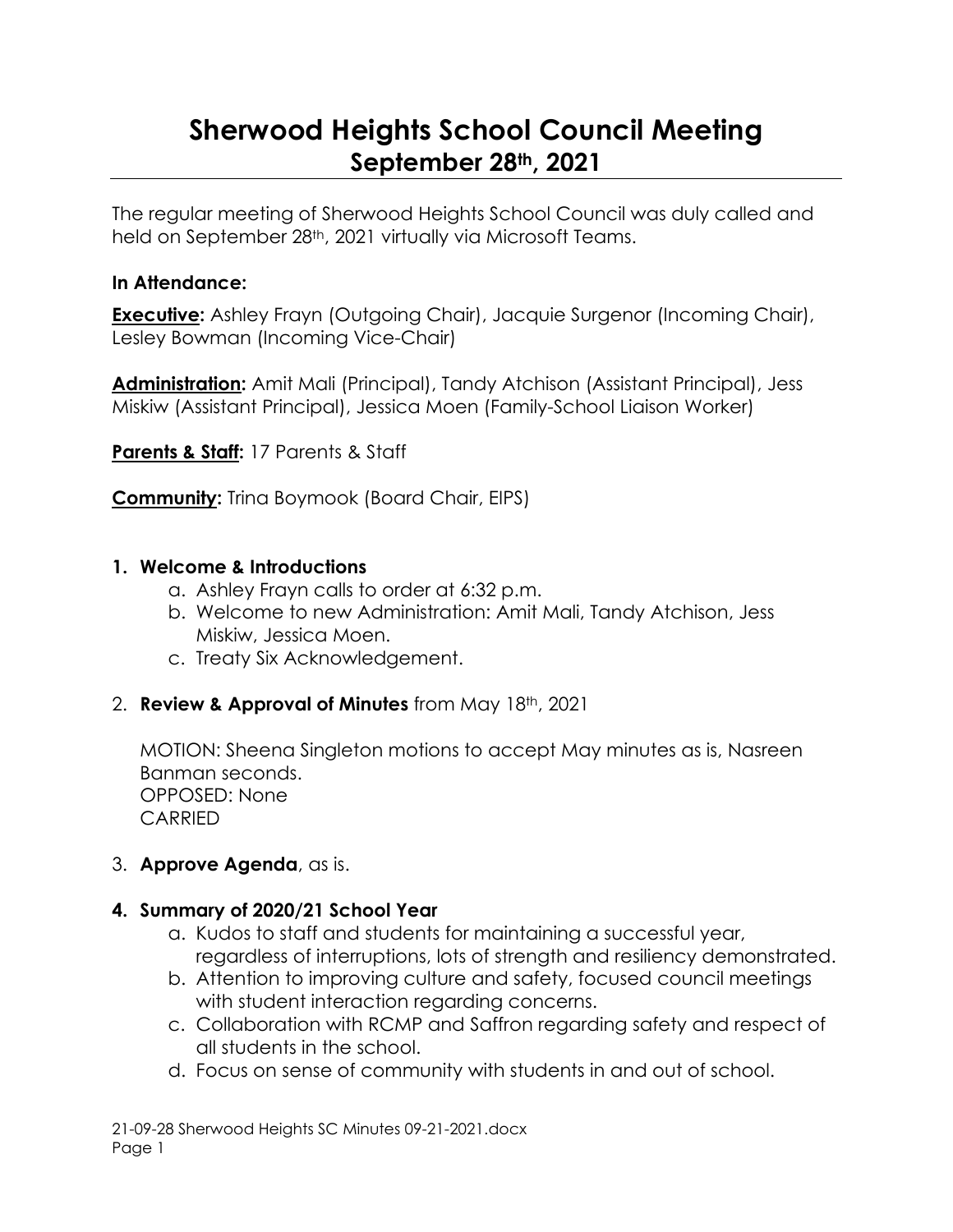# Sherwood Heights School Council Meeting
## September 28th, 2021

The regular meeting of Sherwood Heights School Council was duly called and held on September 28th, 2021 virtually via Microsoft Teams.

### In Attendance:

**Executive:** Ashley Frayn (Outgoing Chair), Jacquie Surgenor (Incoming Chair), Lesley Bowman (Incoming Vice-Chair)

**Administration:** Amit Mali (Principal), Tandy Atchison (Assistant Principal), Jess Miskiw (Assistant Principal), Jessica Moen (Family-School Liaison Worker)

**Parents & Staff:** 17 Parents & Staff

**Community:** Trina Boymook (Board Chair, EIPS)

1. **Welcome & Introductions**
    a. Ashley Frayn calls to order at 6:32 p.m.
    b. Welcome to new Administration: Amit Mali, Tandy Atchison, Jess Miskiw, Jessica Moen.
    c. Treaty Six Acknowledgement.

2. **Review & Approval of Minutes** from May 18th, 2021

    MOTION: Sheena Singleton motions to accept May minutes as is, Nasreen Banman seconds.
    OPPOSED: None
    CARRIED

3. **Approve Agenda**, as is.

4. **Summary of 2020/21 School Year**
    a. Kudos to staff and students for maintaining a successful year, regardless of interruptions, lots of strength and resiliency demonstrated.
    b. Attention to improving culture and safety, focused council meetings with student interaction regarding concerns.
    c. Collaboration with RCMP and Saffron regarding safety and respect of all students in the school.
    d. Focus on sense of community with students in and out of school.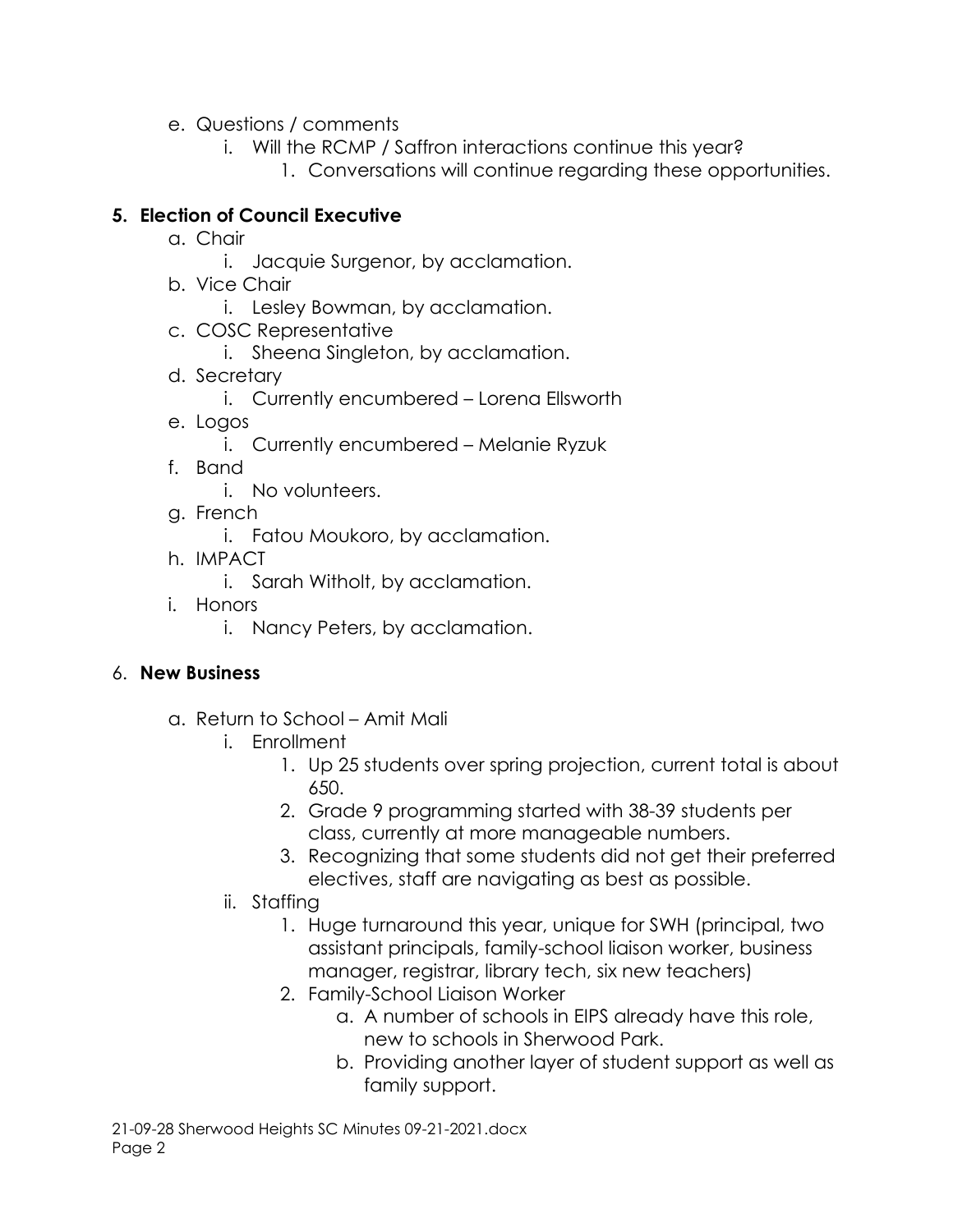e. Questions / comments
    i. Will the RCMP / Saffron interactions continue this year?
        1. Conversations will continue regarding these opportunities.

**5. Election of Council Executive**

a. Chair
    i. Jacquie Surgenor, by acclamation.

b. Vice Chair
    i. Lesley Bowman, by acclamation.

c. COSC Representative
    i. Sheena Singleton, by acclamation.

d. Secretary
    i. Currently encumbered – Lorena Ellsworth

e. Logos
    i. Currently encumbered – Melanie Ryzuk

f. Band
    i. No volunteers.

g. French
    i. Fatou Moukoro, by acclamation.

h. IMPACT
    i. Sarah Witholt, by acclamation.

i. Honors
    i. Nancy Peters, by acclamation.

6. **New Business**

a. Return to School – Amit Mali
    i. Enrollment
        1. Up 25 students over spring projection, current total is about 650.
        2. Grade 9 programming started with 38-39 students per class, currently at more manageable numbers.
        3. Recognizing that some students did not get their preferred electives, staff are navigating as best as possible.
    ii. Staffing
        1. Huge turnaround this year, unique for SWH (principal, two assistant principals, family-school liaison worker, business manager, registrar, library tech, six new teachers)
        2. Family-School Liaison Worker
            a. A number of schools in EIPS already have this role, new to schools in Sherwood Park.
            b. Providing another layer of student support as well as family support.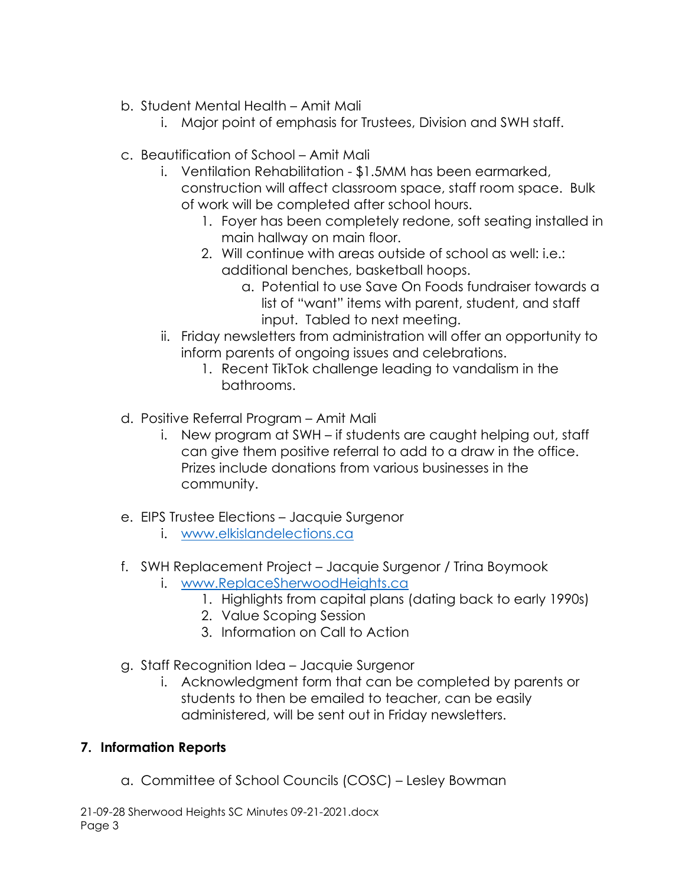b. Student Mental Health – Amit Mali
    i. Major point of emphasis for Trustees, Division and SWH staff.

c. Beautification of School – Amit Mali
    i. Ventilation Rehabilitation - $1.5MM has been earmarked, construction will affect classroom space, staff room space. Bulk of work will be completed after school hours.
        1. Foyer has been completely redone, soft seating installed in main hallway on main floor.
        2. Will continue with areas outside of school as well: i.e.: additional benches, basketball hoops.
            a. Potential to use Save On Foods fundraiser towards a list of "want" items with parent, student, and staff input. Tabled to next meeting.
    ii. Friday newsletters from administration will offer an opportunity to inform parents of ongoing issues and celebrations.
        1. Recent TikTok challenge leading to vandalism in the bathrooms.

d. Positive Referral Program – Amit Mali
    i. New program at SWH – if students are caught helping out, staff can give them positive referral to add to a draw in the office. Prizes include donations from various businesses in the community.

e. EIPS Trustee Elections – Jacquie Surgenor
    i. [www.elkislandelections.ca](http://www.elkislandelections.ca)

f. SWH Replacement Project – Jacquie Surgenor / Trina Boymook
    i. [www.ReplaceSherwoodHeights.ca](http://www.ReplaceSherwoodHeights.ca)
        1. Highlights from capital plans (dating back to early 1990s)
        2. Value Scoping Session
        3. Information on Call to Action

g. Staff Recognition Idea – Jacquie Surgenor
    i. Acknowledgment form that can be completed by parents or students to then be emailed to teacher, can be easily administered, will be sent out in Friday newsletters.

## 7. Information Reports

a. Committee of School Councils (COSC) – Lesley Bowman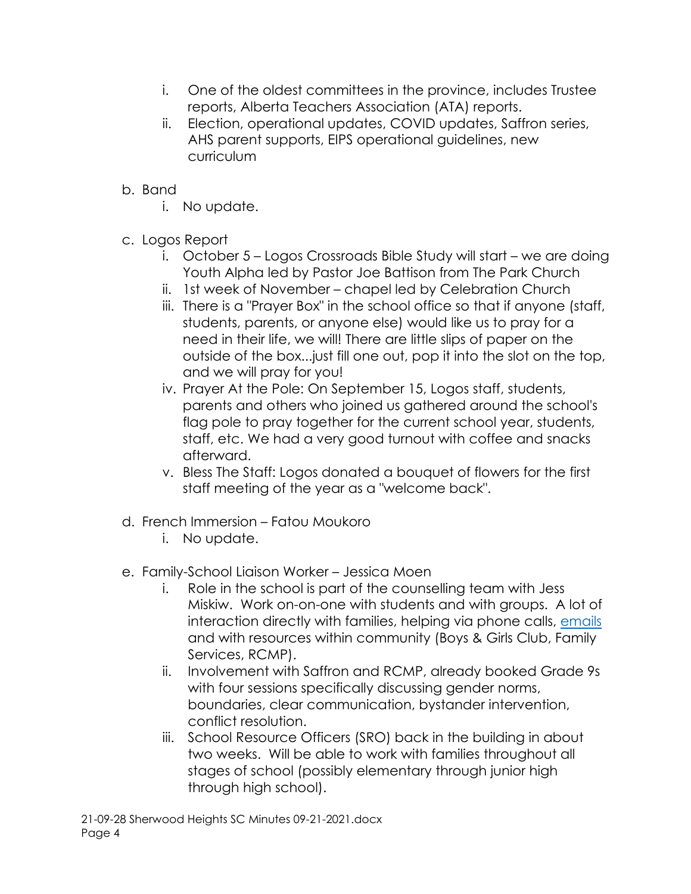i. One of the oldest committees in the province, includes Trustee reports, Alberta Teachers Association (ATA) reports.
   ii. Election, operational updates, COVID updates, Saffron series, AHS parent supports, EIPS operational guidelines, new curriculum

b. Band
   i. No update.

c. Logos Report
   i. October 5 – Logos Crossroads Bible Study will start – we are doing Youth Alpha led by Pastor Joe Battison from The Park Church
   ii. 1st week of November – chapel led by Celebration Church
   iii. There is a "Prayer Box" in the school office so that if anyone (staff, students, parents, or anyone else) would like us to pray for a need in their life, we will! There are little slips of paper on the outside of the box...just fill one out, pop it into the slot on the top, and we will pray for you!
   iv. Prayer At the Pole: On September 15, Logos staff, students, parents and others who joined us gathered around the school's flag pole to pray together for the current school year, students, staff, etc. We had a very good turnout with coffee and snacks afterward.
   v. Bless The Staff: Logos donated a bouquet of flowers for the first staff meeting of the year as a "welcome back".

d. French Immersion – Fatou Moukoro
   i. No update.

e. Family-School Liaison Worker – Jessica Moen
   i. Role in the school is part of the counselling team with Jess Miskiw. Work on-on-one with students and with groups. A lot of interaction directly with families, helping via phone calls, emails and with resources within community (Boys & Girls Club, Family Services, RCMP).
   ii. Involvement with Saffron and RCMP, already booked Grade 9s with four sessions specifically discussing gender norms, boundaries, clear communication, bystander intervention, conflict resolution.
   iii. School Resource Officers (SRO) back in the building in about two weeks. Will be able to work with families throughout all stages of school (possibly elementary through junior high through high school).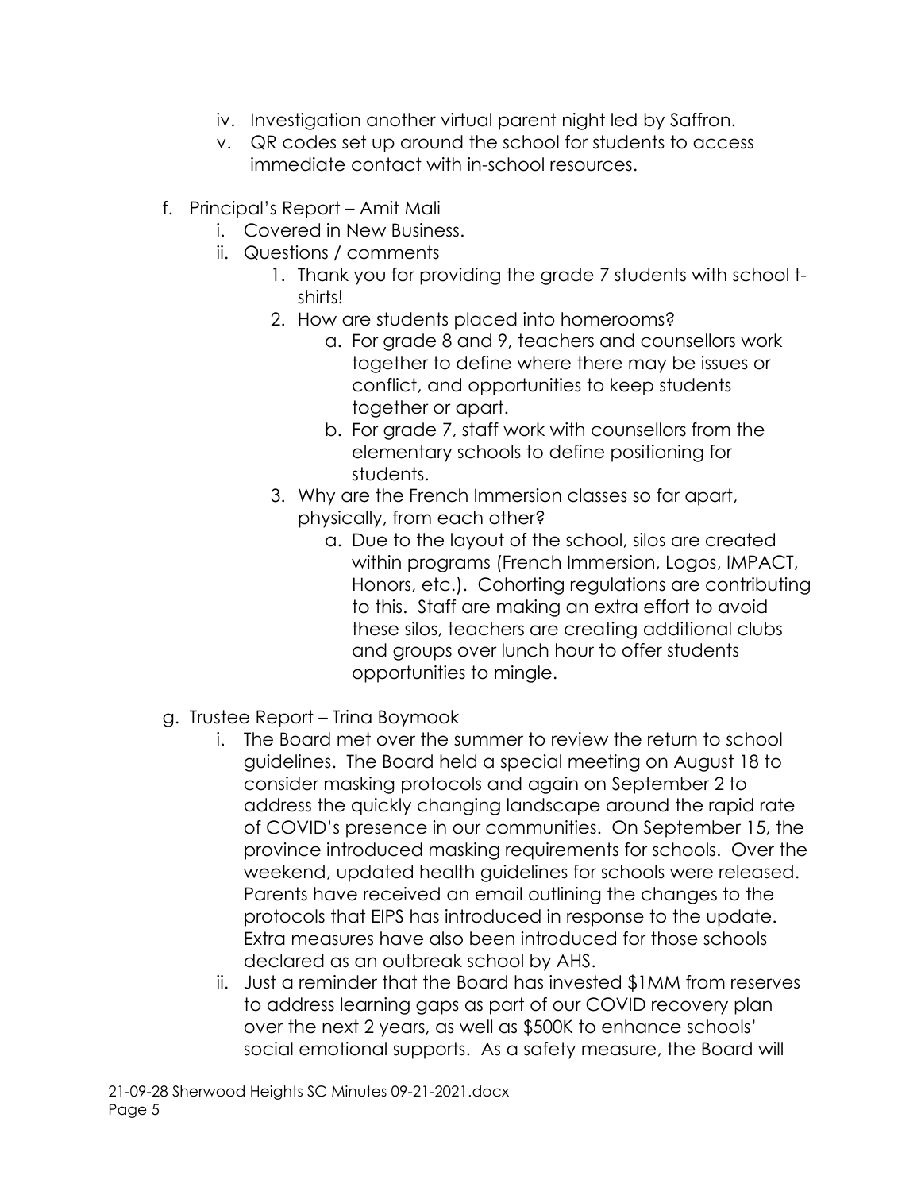iv. Investigation another virtual parent night led by Saffron.
v. QR codes set up around the school for students to access immediate contact with in-school resources.

f. Principal's Report – Amit Mali
   i. Covered in New Business.
   ii. Questions / comments
      1. Thank you for providing the grade 7 students with school t-shirts!
      2. How are students placed into homerooms?
         a. For grade 8 and 9, teachers and counsellors work together to define where there may be issues or conflict, and opportunities to keep students together or apart.
         b. For grade 7, staff work with counsellors from the elementary schools to define positioning for students.
      3. Why are the French Immersion classes so far apart, physically, from each other?
         a. Due to the layout of the school, silos are created within programs (French Immersion, Logos, IMPACT, Honors, etc.). Cohorting regulations are contributing to this. Staff are making an extra effort to avoid these silos, teachers are creating additional clubs and groups over lunch hour to offer students opportunities to mingle.

g. Trustee Report – Trina Boymook
   i. The Board met over the summer to review the return to school guidelines. The Board held a special meeting on August 18 to consider masking protocols and again on September 2 to address the quickly changing landscape around the rapid rate of COVID's presence in our communities. On September 15, the province introduced masking requirements for schools. Over the weekend, updated health guidelines for schools were released. Parents have received an email outlining the changes to the protocols that EIPS has introduced in response to the update. Extra measures have also been introduced for those schools declared as an outbreak school by AHS.
   ii. Just a reminder that the Board has invested $1MM from reserves to address learning gaps as part of our COVID recovery plan over the next 2 years, as well as $500K to enhance schools' social emotional supports. As a safety measure, the Board will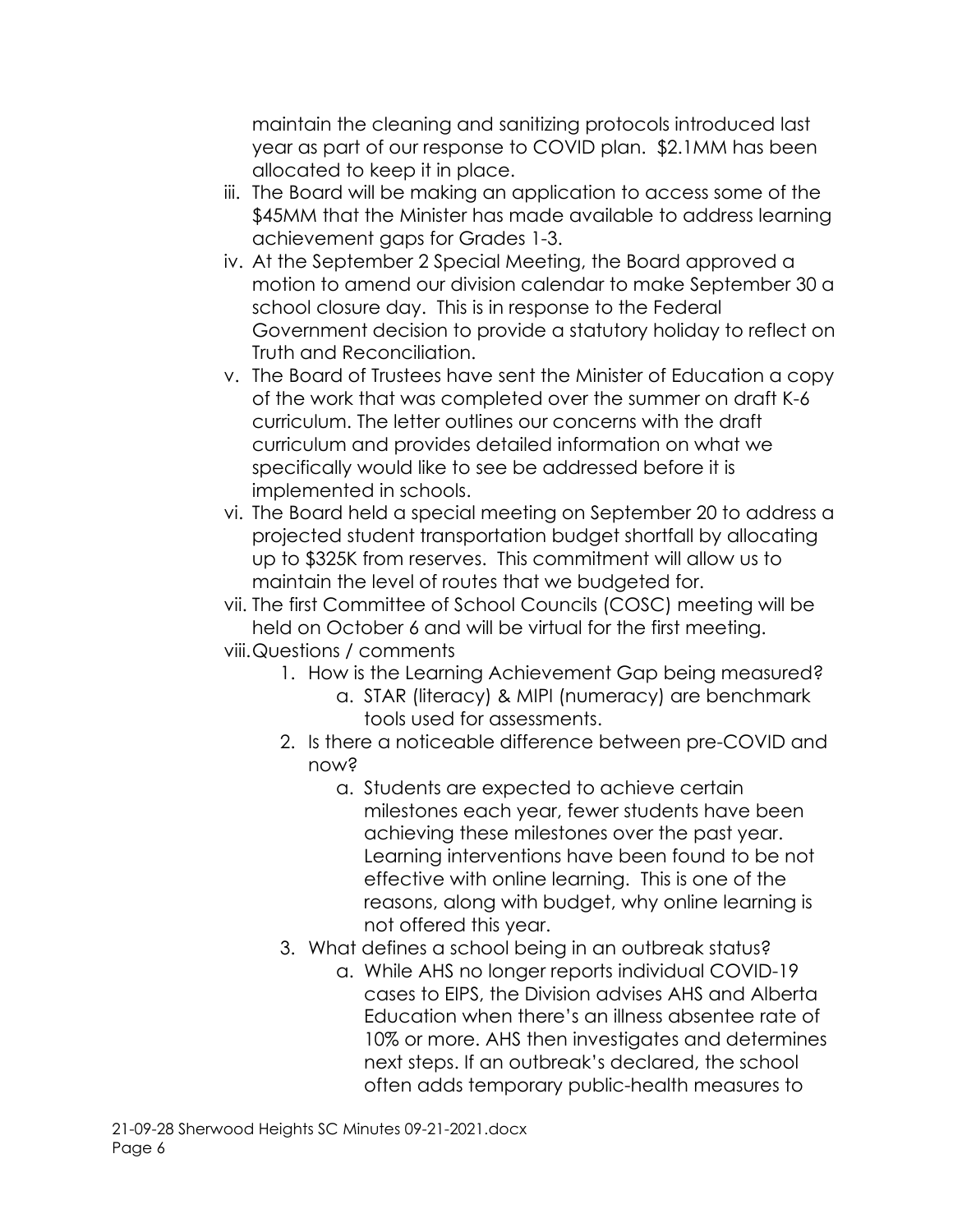maintain the cleaning and sanitizing protocols introduced last year as part of our response to COVID plan. $2.1MM has been allocated to keep it in place.

iii. The Board will be making an application to access some of the $45MM that the Minister has made available to address learning achievement gaps for Grades 1-3.

iv. At the September 2 Special Meeting, the Board approved a motion to amend our division calendar to make September 30 a school closure day. This is in response to the Federal Government decision to provide a statutory holiday to reflect on Truth and Reconciliation.

v. The Board of Trustees have sent the Minister of Education a copy of the work that was completed over the summer on draft K-6 curriculum. The letter outlines our concerns with the draft curriculum and provides detailed information on what we specifically would like to see be addressed before it is implemented in schools.

vi. The Board held a special meeting on September 20 to address a projected student transportation budget shortfall by allocating up to $325K from reserves. This commitment will allow us to maintain the level of routes that we budgeted for.

vii. The first Committee of School Councils (COSC) meeting will be held on October 6 and will be virtual for the first meeting.

viii. Questions / comments

1. How is the Learning Achievement Gap being measured?
   a. STAR (literacy) & MIPI (numeracy) are benchmark tools used for assessments.
2. Is there a noticeable difference between pre-COVID and now?
   a. Students are expected to achieve certain milestones each year, fewer students have been achieving these milestones over the past year. Learning interventions have been found to be not effective with online learning. This is one of the reasons, along with budget, why online learning is not offered this year.
3. What defines a school being in an outbreak status?
   a. While AHS no longer reports individual COVID-19 cases to EIPS, the Division advises AHS and Alberta Education when there's an illness absentee rate of 10% or more. AHS then investigates and determines next steps. If an outbreak's declared, the school often adds temporary public-health measures to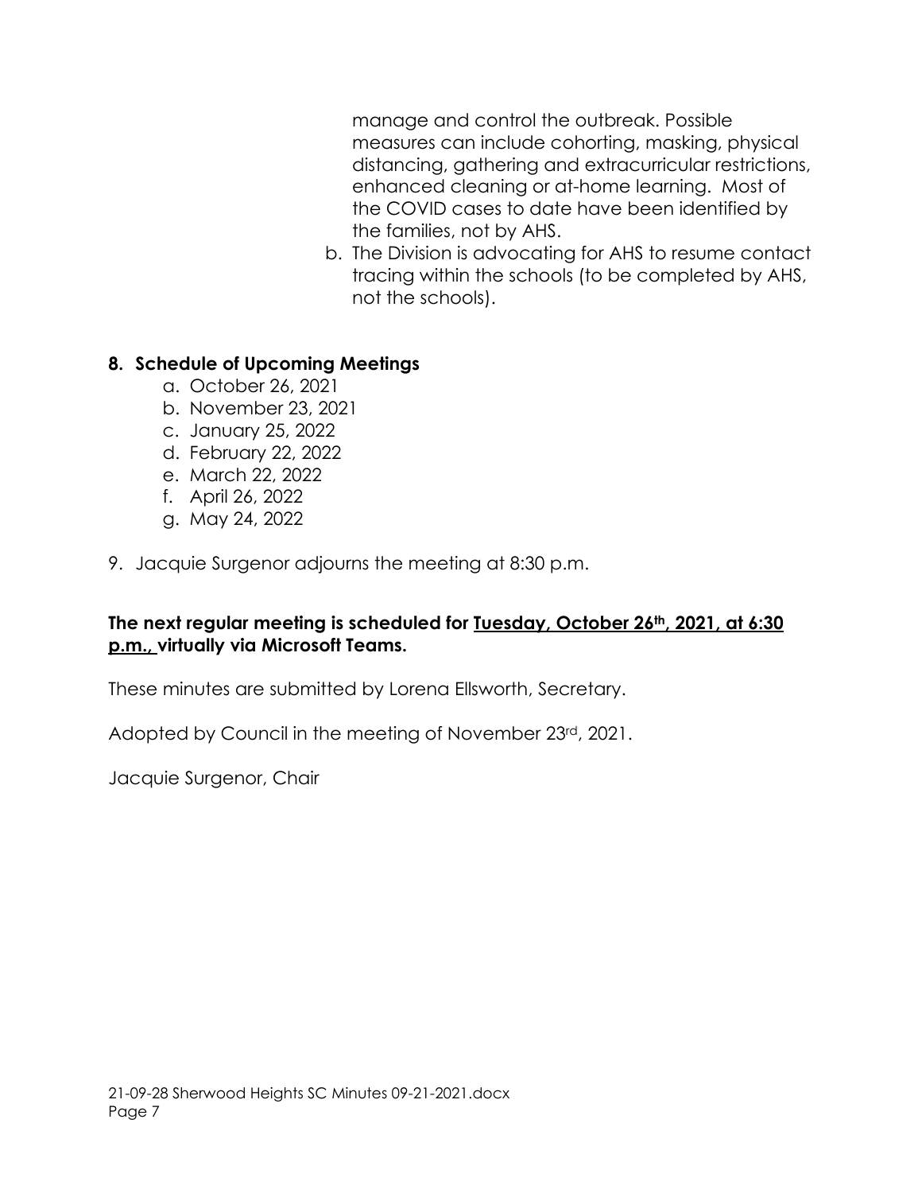manage and control the outbreak. Possible measures can include cohorting, masking, physical distancing, gathering and extracurricular restrictions, enhanced cleaning or at-home learning. Most of the COVID cases to date have been identified by the families, not by AHS.

b. The Division is advocating for AHS to resume contact tracing within the schools (to be completed by AHS, not the schools).

**8. Schedule of Upcoming Meetings**

a. October 26, 2021
b. November 23, 2021
c. January 25, 2022
d. February 22, 2022
e. March 22, 2022
f. April 26, 2022
g. May 24, 2022

9. Jacquie Surgenor adjourns the meeting at 8:30 p.m.

**The next regular meeting is scheduled for Tuesday, October 26th, 2021, at 6:30 p.m., virtually via Microsoft Teams.**

These minutes are submitted by Lorena Ellsworth, Secretary.

Adopted by Council in the meeting of November 23rd, 2021.

Jacquie Surgenor, Chair